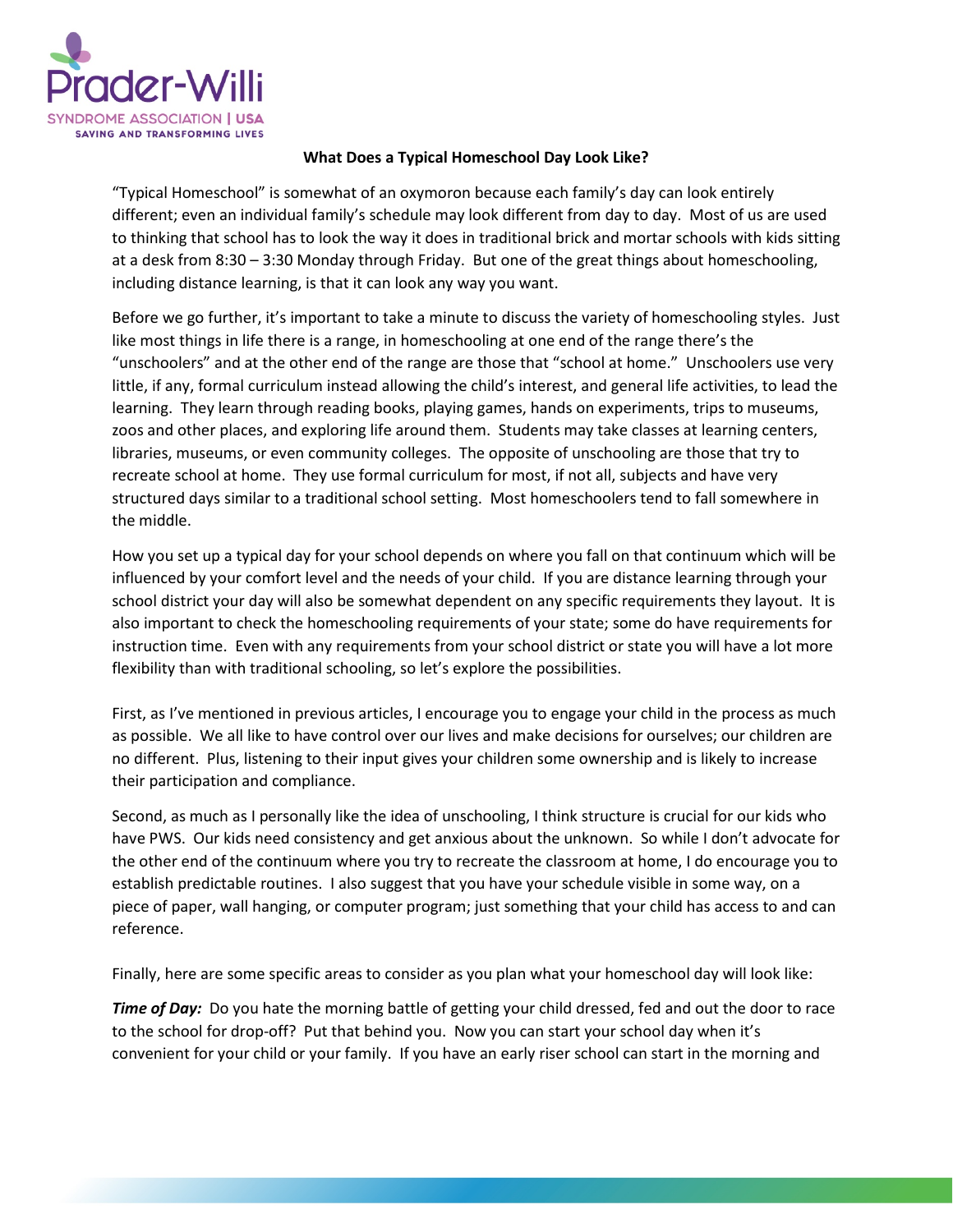## What Does a Typical Homeschool Day Look Like?

"Typical Homeschool" is somewhat of an oxymoron because each family's day can look entirely different; even an individual family's schedule may look different from day to day. Most of us are used to thinking that school has to look the way it does in traditional brick and mortar schools with kids sitting at a desk from 8:30 – 3:30 Monday through Friday. But one of the great things about homeschooling, including distance learning, is that it can look any way you want.

Before we go further, it's important to take a minute to discuss the variety of homeschooling styles. Just like most things in life there is a range, in homeschooling at one end of the range there's the "unschoolers" and at the other end of the range are those that "school at home." Unschoolers use very little, if any, formal curriculum instead allowing the child's interest, and general life activities, to lead the learning. They learn through reading books, playing games, hands on experiments, trips to museums, zoos and other places, and exploring life around them. Students may take classes at learning centers, libraries, museums, or even community colleges. The opposite of unschooling are those that try to recreate school at home. They use formal curriculum for most, if not all, subjects and have very structured days similar to a traditional school setting. Most homeschoolers tend to fall somewhere in the middle.

How you set up a typical day for your school depends on where you fall on that continuum which will be influenced by your comfort level and the needs of your child. If you are distance learning through your school district your day will also be somewhat dependent on any specific requirements they layout. It is also important to check the homeschooling requirements of your state; some do have requirements for instruction time. Even with any requirements from your school district or state you will have a lot more flexibility than with traditional schooling, so let's explore the possibilities.

First, as I've mentioned in previous articles, I encourage you to engage your child in the process as much as possible. We all like to have control over our lives and make decisions for ourselves; our children are no different. Plus, listening to their input gives your children some ownership and is likely to increase their participation and compliance.

Second, as much as I personally like the idea of unschooling, I think structure is crucial for our kids who have PWS. Our kids need consistency and get anxious about the unknown. So while I don't advocate for the other end of the continuum where you try to recreate the classroom at home, I do encourage you to establish predictable routines. I also suggest that you have your schedule visible in some way, on a piece of paper, wall hanging, or computer program; just something that your child has access to and can reference.

Finally, here are some specific areas to consider as you plan what your homeschool day will look like:

***Time of Day:*** Do you hate the morning battle of getting your child dressed, fed and out the door to race to the school for drop-off? Put that behind you. Now you can start your school day when it's convenient for your child or your family. If you have an early riser school can start in the morning and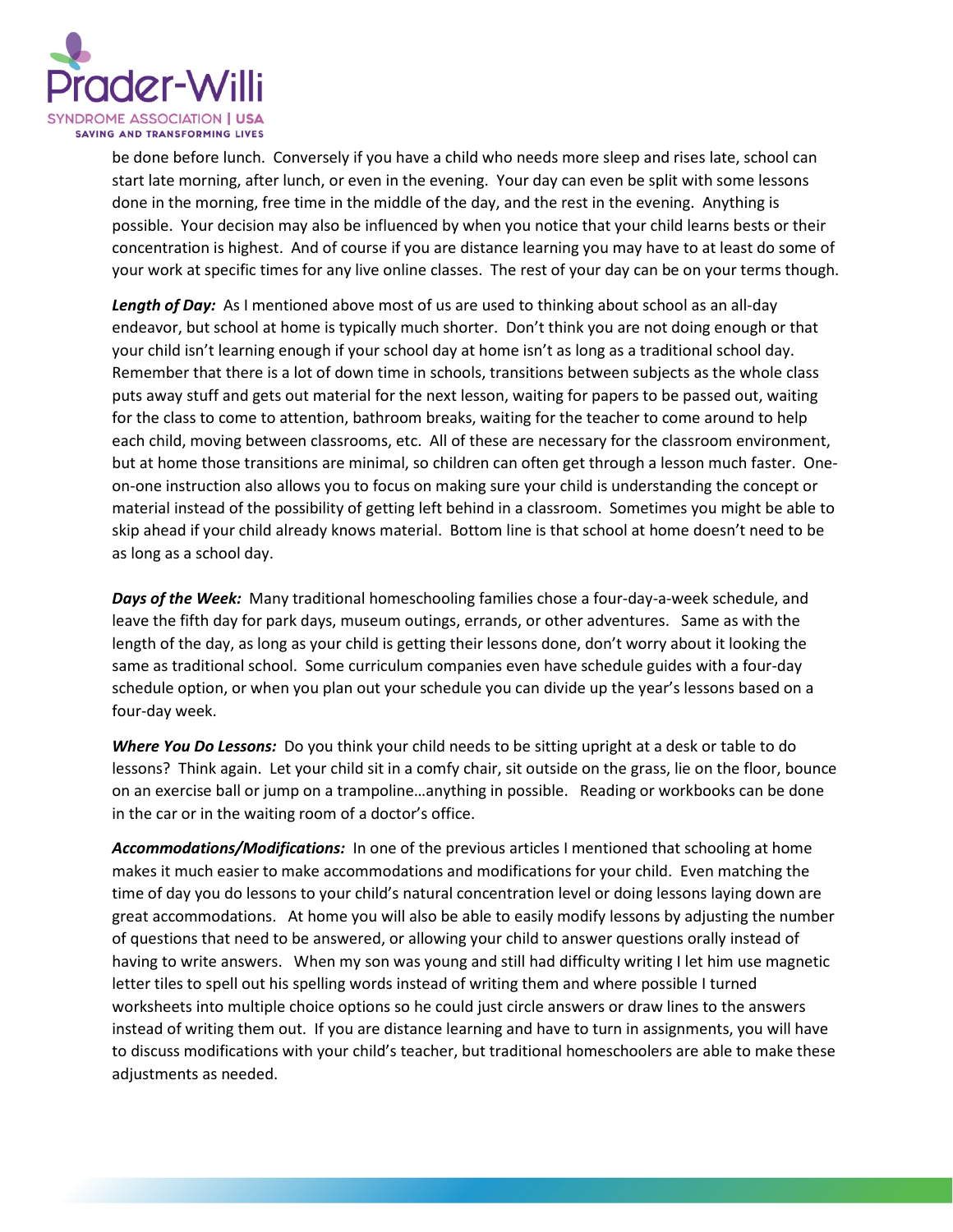be done before lunch. Conversely if you have a child who needs more sleep and rises late, school can start late morning, after lunch, or even in the evening. Your day can even be split with some lessons done in the morning, free time in the middle of the day, and the rest in the evening. Anything is possible. Your decision may also be influenced by when you notice that your child learns bests or their concentration is highest. And of course if you are distance learning you may have to at least do some of your work at specific times for any live online classes. The rest of your day can be on your terms though.

***Length of Day:*** As I mentioned above most of us are used to thinking about school as an all-day endeavor, but school at home is typically much shorter. Don't think you are not doing enough or that your child isn't learning enough if your school day at home isn't as long as a traditional school day. Remember that there is a lot of down time in schools, transitions between subjects as the whole class puts away stuff and gets out material for the next lesson, waiting for papers to be passed out, waiting for the class to come to attention, bathroom breaks, waiting for the teacher to come around to help each child, moving between classrooms, etc. All of these are necessary for the classroom environment, but at home those transitions are minimal, so children can often get through a lesson much faster. One-on-one instruction also allows you to focus on making sure your child is understanding the concept or material instead of the possibility of getting left behind in a classroom. Sometimes you might be able to skip ahead if your child already knows material. Bottom line is that school at home doesn't need to be as long as a school day.

***Days of the Week:*** Many traditional homeschooling families chose a four-day-a-week schedule, and leave the fifth day for park days, museum outings, errands, or other adventures. Same as with the length of the day, as long as your child is getting their lessons done, don't worry about it looking the same as traditional school. Some curriculum companies even have schedule guides with a four-day schedule option, or when you plan out your schedule you can divide up the year's lessons based on a four-day week.

***Where You Do Lessons:*** Do you think your child needs to be sitting upright at a desk or table to do lessons? Think again. Let your child sit in a comfy chair, sit outside on the grass, lie on the floor, bounce on an exercise ball or jump on a trampoline…anything in possible. Reading or workbooks can be done in the car or in the waiting room of a doctor's office.

***Accommodations/Modifications:*** In one of the previous articles I mentioned that schooling at home makes it much easier to make accommodations and modifications for your child. Even matching the time of day you do lessons to your child's natural concentration level or doing lessons laying down are great accommodations. At home you will also be able to easily modify lessons by adjusting the number of questions that need to be answered, or allowing your child to answer questions orally instead of having to write answers. When my son was young and still had difficulty writing I let him use magnetic letter tiles to spell out his spelling words instead of writing them and where possible I turned worksheets into multiple choice options so he could just circle answers or draw lines to the answers instead of writing them out. If you are distance learning and have to turn in assignments, you will have to discuss modifications with your child's teacher, but traditional homeschoolers are able to make these adjustments as needed.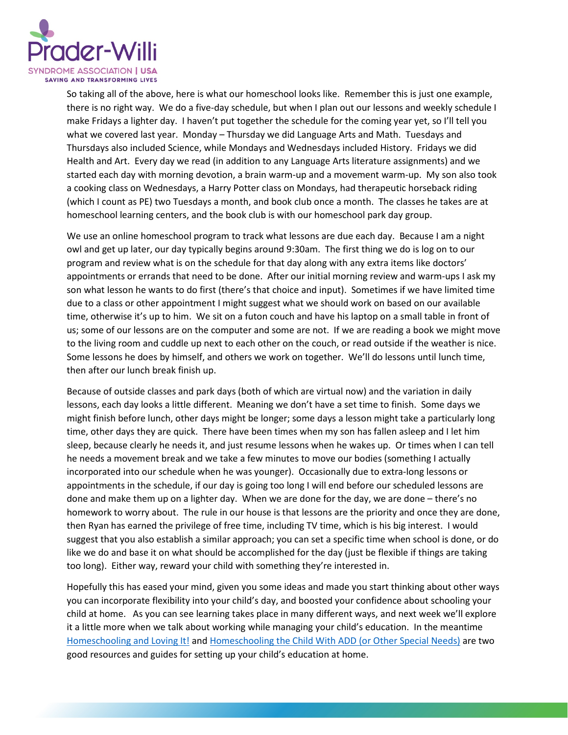So taking all of the above, here is what our homeschool looks like. Remember this is just one example, there is no right way. We do a five-day schedule, but when I plan out our lessons and weekly schedule I make Fridays a lighter day. I haven't put together the schedule for the coming year yet, so I'll tell you what we covered last year. Monday – Thursday we did Language Arts and Math. Tuesdays and Thursdays also included Science, while Mondays and Wednesdays included History. Fridays we did Health and Art. Every day we read (in addition to any Language Arts literature assignments) and we started each day with morning devotion, a brain warm-up and a movement warm-up. My son also took a cooking class on Wednesdays, a Harry Potter class on Mondays, had therapeutic horseback riding (which I count as PE) two Tuesdays a month, and book club once a month. The classes he takes are at homeschool learning centers, and the book club is with our homeschool park day group.

We use an online homeschool program to track what lessons are due each day. Because I am a night owl and get up later, our day typically begins around 9:30am. The first thing we do is log on to our program and review what is on the schedule for that day along with any extra items like doctors' appointments or errands that need to be done. After our initial morning review and warm-ups I ask my son what lesson he wants to do first (there's that choice and input). Sometimes if we have limited time due to a class or other appointment I might suggest what we should work on based on our available time, otherwise it's up to him. We sit on a futon couch and have his laptop on a small table in front of us; some of our lessons are on the computer and some are not. If we are reading a book we might move to the living room and cuddle up next to each other on the couch, or read outside if the weather is nice. Some lessons he does by himself, and others we work on together. We'll do lessons until lunch time, then after our lunch break finish up.

Because of outside classes and park days (both of which are virtual now) and the variation in daily lessons, each day looks a little different. Meaning we don't have a set time to finish. Some days we might finish before lunch, other days might be longer; some days a lesson might take a particularly long time, other days they are quick. There have been times when my son has fallen asleep and I let him sleep, because clearly he needs it, and just resume lessons when he wakes up. Or times when I can tell he needs a movement break and we take a few minutes to move our bodies (something I actually incorporated into our schedule when he was younger). Occasionally due to extra-long lessons or appointments in the schedule, if our day is going too long I will end before our scheduled lessons are done and make them up on a lighter day. When we are done for the day, we are done – there's no homework to worry about. The rule in our house is that lessons are the priority and once they are done, then Ryan has earned the privilege of free time, including TV time, which is his big interest. I would suggest that you also establish a similar approach; you can set a specific time when school is done, or do like we do and base it on what should be accomplished for the day (just be flexible if things are taking too long). Either way, reward your child with something they're interested in.

Hopefully this has eased your mind, given you some ideas and made you start thinking about other ways you can incorporate flexibility into your child's day, and boosted your confidence about schooling your child at home. As you can see learning takes place in many different ways, and next week we'll explore it a little more when we talk about working while managing your child's education. In the meantime Homeschooling and Loving It! and Homeschooling the Child With ADD (or Other Special Needs) are two good resources and guides for setting up your child's education at home.